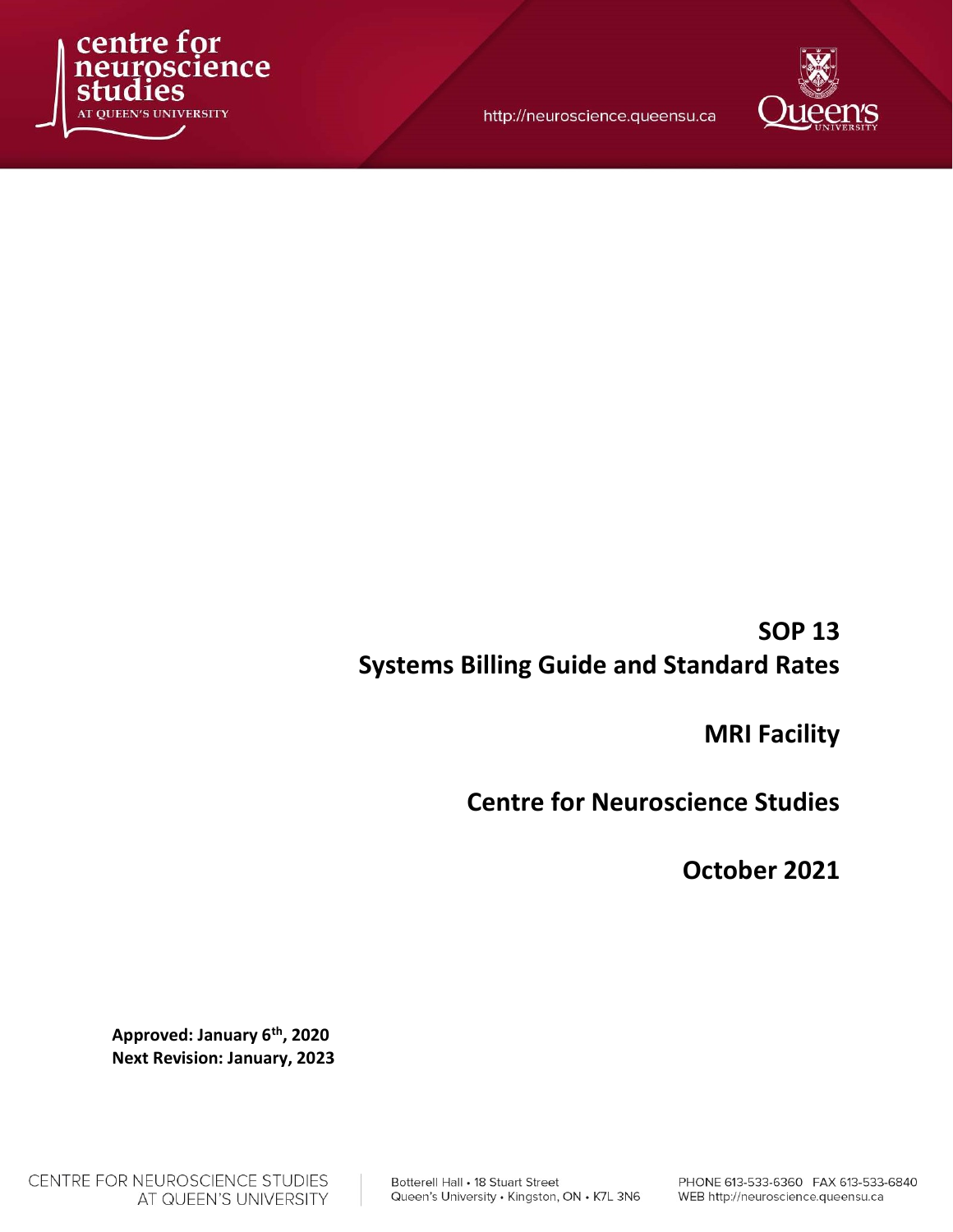# SOP 13
# Systems Billing Guide and Standard Rates

## MRI Facility

## Centre for Neuroscience Studies

## October 2021

**Approved: January 6th, 2020**
**Next Revision: January, 2023**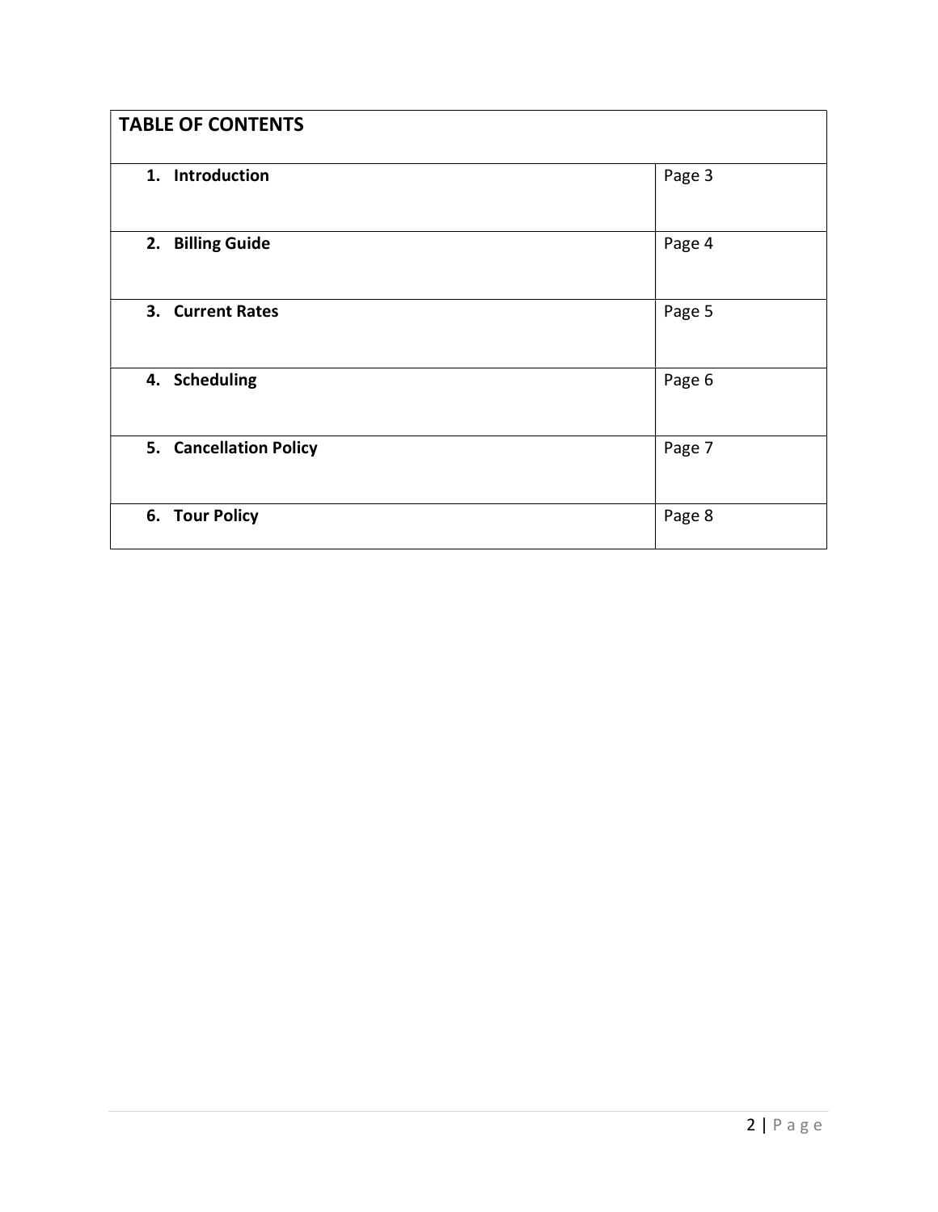## TABLE OF CONTENTS

| | |
|---|---|
| **1. Introduction** | Page 3 |
| **2. Billing Guide** | Page 4 |
| **3. Current Rates** | Page 5 |
| **4. Scheduling** | Page 6 |
| **5. Cancellation Policy** | Page 7 |
| **6. Tour Policy** | Page 8 |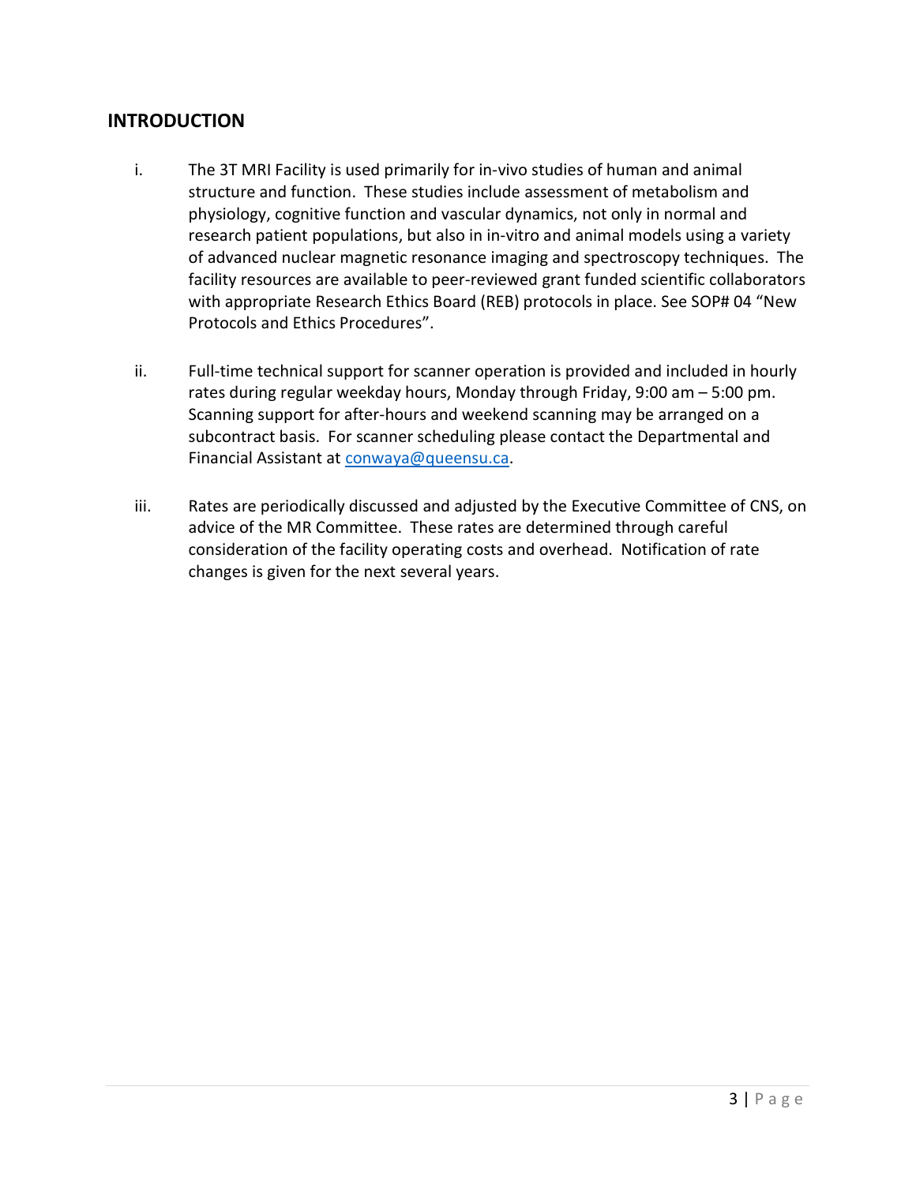## INTRODUCTION

i. The 3T MRI Facility is used primarily for in-vivo studies of human and animal structure and function. These studies include assessment of metabolism and physiology, cognitive function and vascular dynamics, not only in normal and research patient populations, but also in in-vitro and animal models using a variety of advanced nuclear magnetic resonance imaging and spectroscopy techniques. The facility resources are available to peer-reviewed grant funded scientific collaborators with appropriate Research Ethics Board (REB) protocols in place. See SOP# 04 "New Protocols and Ethics Procedures".

ii. Full-time technical support for scanner operation is provided and included in hourly rates during regular weekday hours, Monday through Friday, 9:00 am – 5:00 pm. Scanning support for after-hours and weekend scanning may be arranged on a subcontract basis. For scanner scheduling please contact the Departmental and Financial Assistant at conwaya@queensu.ca.

iii. Rates are periodically discussed and adjusted by the Executive Committee of CNS, on advice of the MR Committee. These rates are determined through careful consideration of the facility operating costs and overhead. Notification of rate changes is given for the next several years.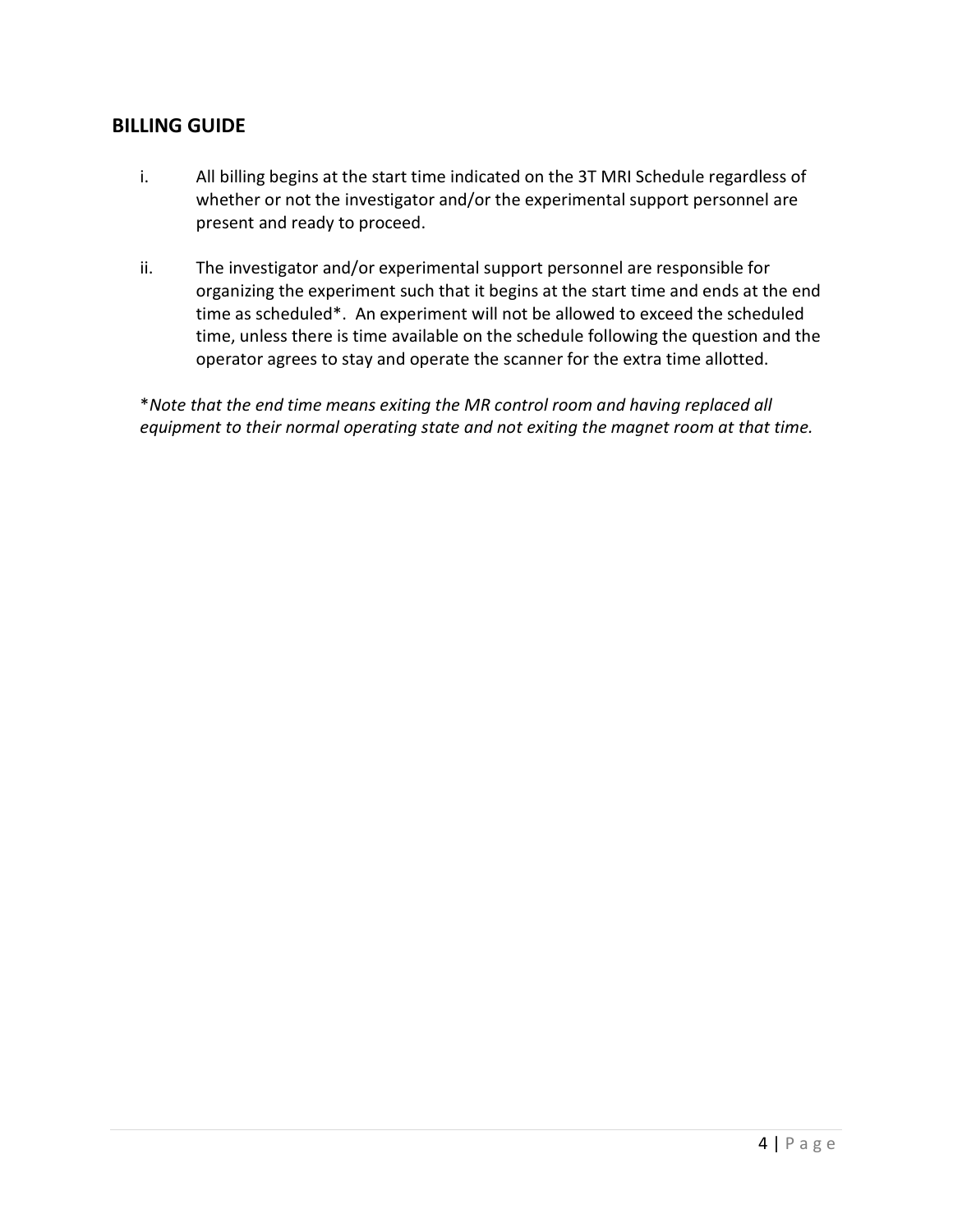## BILLING GUIDE

i. All billing begins at the start time indicated on the 3T MRI Schedule regardless of whether or not the investigator and/or the experimental support personnel are present and ready to proceed.

ii. The investigator and/or experimental support personnel are responsible for organizing the experiment such that it begins at the start time and ends at the end time as scheduled*. An experiment will not be allowed to exceed the scheduled time, unless there is time available on the schedule following the question and the operator agrees to stay and operate the scanner for the extra time allotted.

*\*Note that the end time means exiting the MR control room and having replaced all equipment to their normal operating state and not exiting the magnet room at that time.*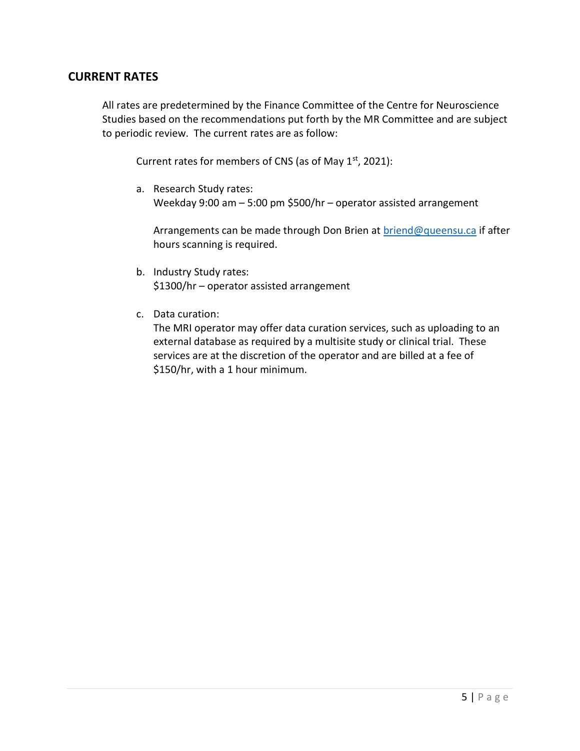## CURRENT RATES

All rates are predetermined by the Finance Committee of the Centre for Neuroscience Studies based on the recommendations put forth by the MR Committee and are subject to periodic review. The current rates are as follow:

Current rates for members of CNS (as of May 1st, 2021):

a. Research Study rates:
   Weekday 9:00 am – 5:00 pm $500/hr – operator assisted arrangement

   Arrangements can be made through Don Brien at briend@queensu.ca if after hours scanning is required.

b. Industry Study rates:
   $1300/hr – operator assisted arrangement

c. Data curation:
   The MRI operator may offer data curation services, such as uploading to an external database as required by a multisite study or clinical trial. These services are at the discretion of the operator and are billed at a fee of $150/hr, with a 1 hour minimum.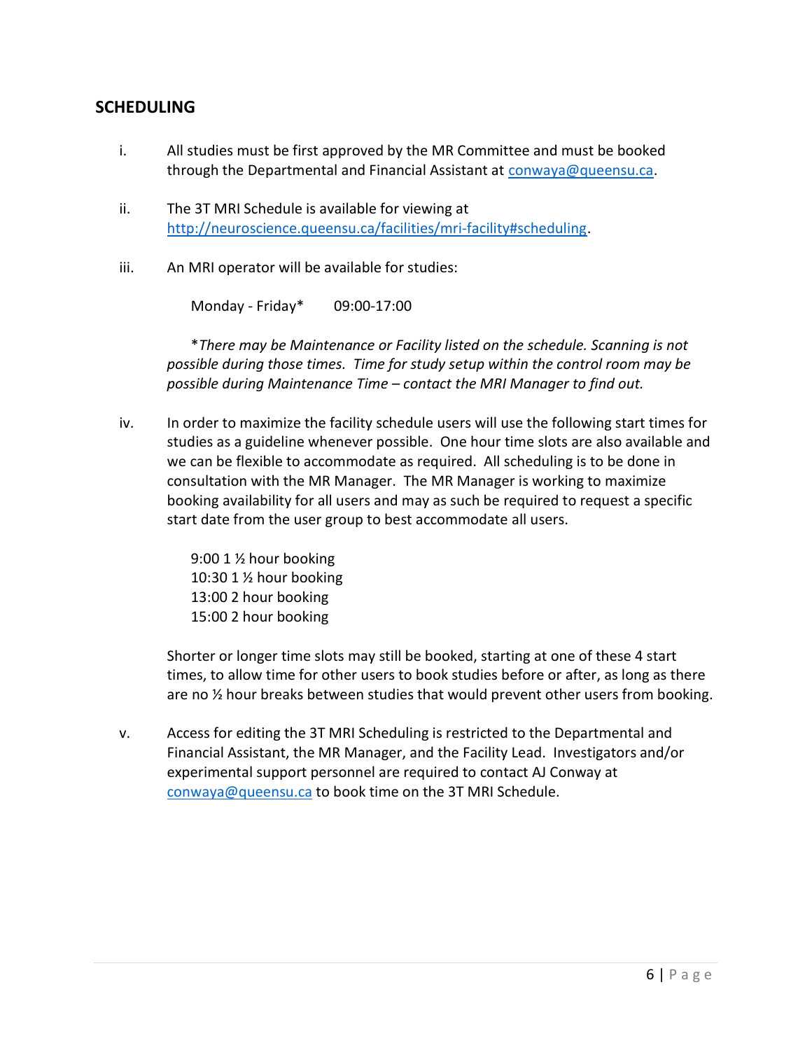## SCHEDULING

i. All studies must be first approved by the MR Committee and must be booked through the Departmental and Financial Assistant at conwaya@queensu.ca.

ii. The 3T MRI Schedule is available for viewing at http://neuroscience.queensu.ca/facilities/mri-facility#scheduling.

iii. An MRI operator will be available for studies:

   Monday - Friday*   09:00-17:00

   **There may be Maintenance or Facility listed on the schedule. Scanning is not possible during those times. Time for study setup within the control room may be possible during Maintenance Time – contact the MRI Manager to find out.*

iv. In order to maximize the facility schedule users will use the following start times for studies as a guideline whenever possible. One hour time slots are also available and we can be flexible to accommodate as required. All scheduling is to be done in consultation with the MR Manager. The MR Manager is working to maximize booking availability for all users and may as such be required to request a specific start date from the user group to best accommodate all users.

   9:00 1 ½ hour booking
   10:30 1 ½ hour booking
   13:00 2 hour booking
   15:00 2 hour booking

   Shorter or longer time slots may still be booked, starting at one of these 4 start times, to allow time for other users to book studies before or after, as long as there are no ½ hour breaks between studies that would prevent other users from booking.

v. Access for editing the 3T MRI Scheduling is restricted to the Departmental and Financial Assistant, the MR Manager, and the Facility Lead. Investigators and/or experimental support personnel are required to contact AJ Conway at conwaya@queensu.ca to book time on the 3T MRI Schedule.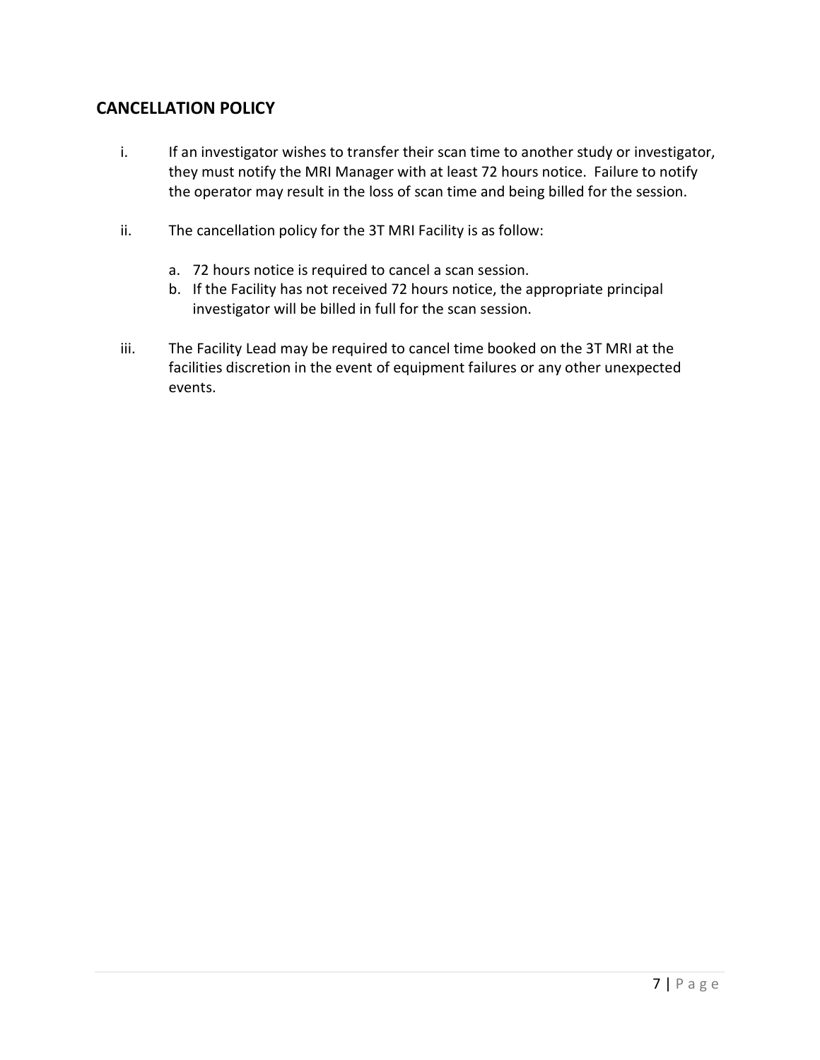## CANCELLATION POLICY

i. If an investigator wishes to transfer their scan time to another study or investigator, they must notify the MRI Manager with at least 72 hours notice. Failure to notify the operator may result in the loss of scan time and being billed for the session.

ii. The cancellation policy for the 3T MRI Facility is as follow:

   a. 72 hours notice is required to cancel a scan session.
   b. If the Facility has not received 72 hours notice, the appropriate principal investigator will be billed in full for the scan session.

iii. The Facility Lead may be required to cancel time booked on the 3T MRI at the facilities discretion in the event of equipment failures or any other unexpected events.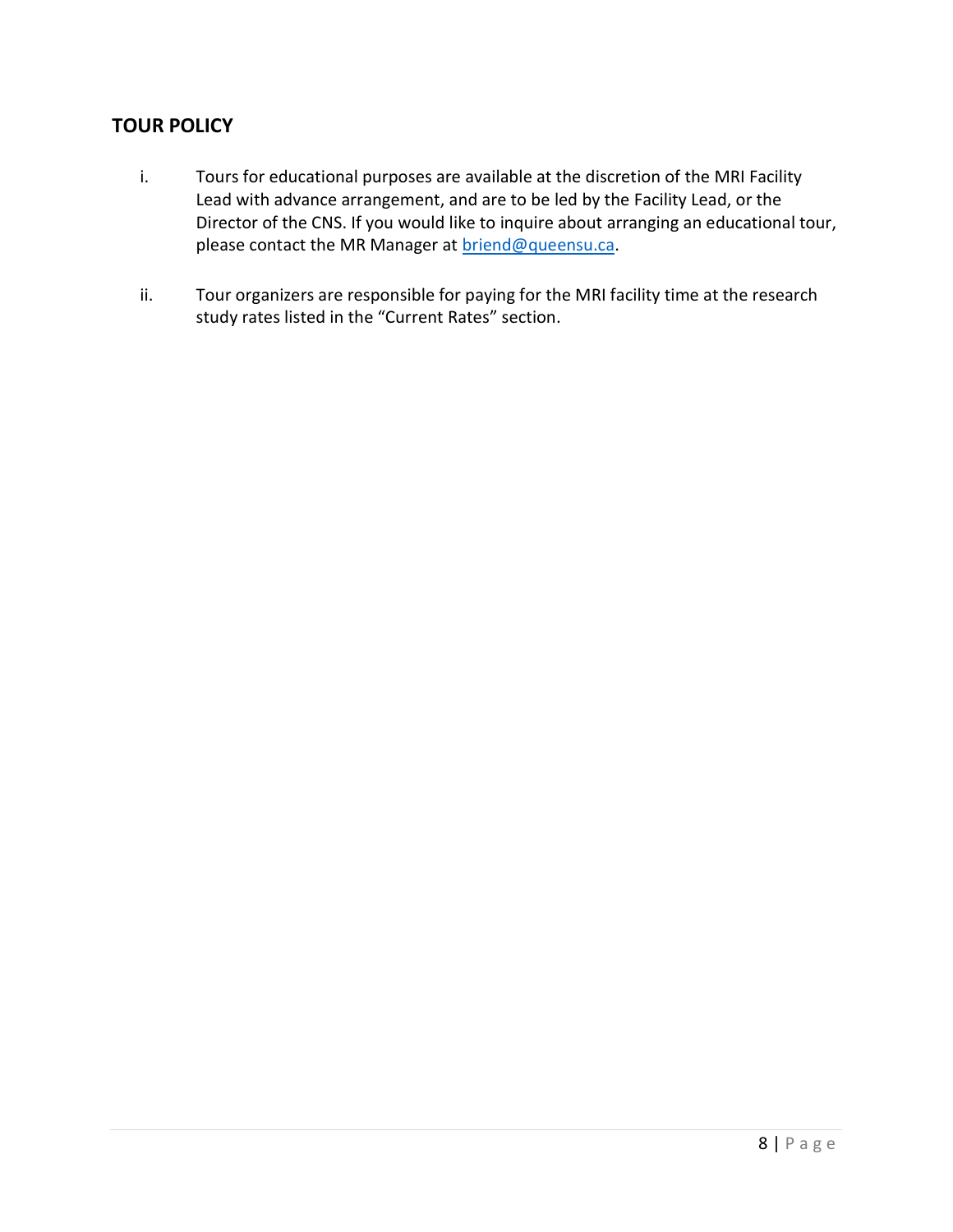## TOUR POLICY

i. Tours for educational purposes are available at the discretion of the MRI Facility Lead with advance arrangement, and are to be led by the Facility Lead, or the Director of the CNS. If you would like to inquire about arranging an educational tour, please contact the MR Manager at briend@queensu.ca.

ii. Tour organizers are responsible for paying for the MRI facility time at the research study rates listed in the "Current Rates" section.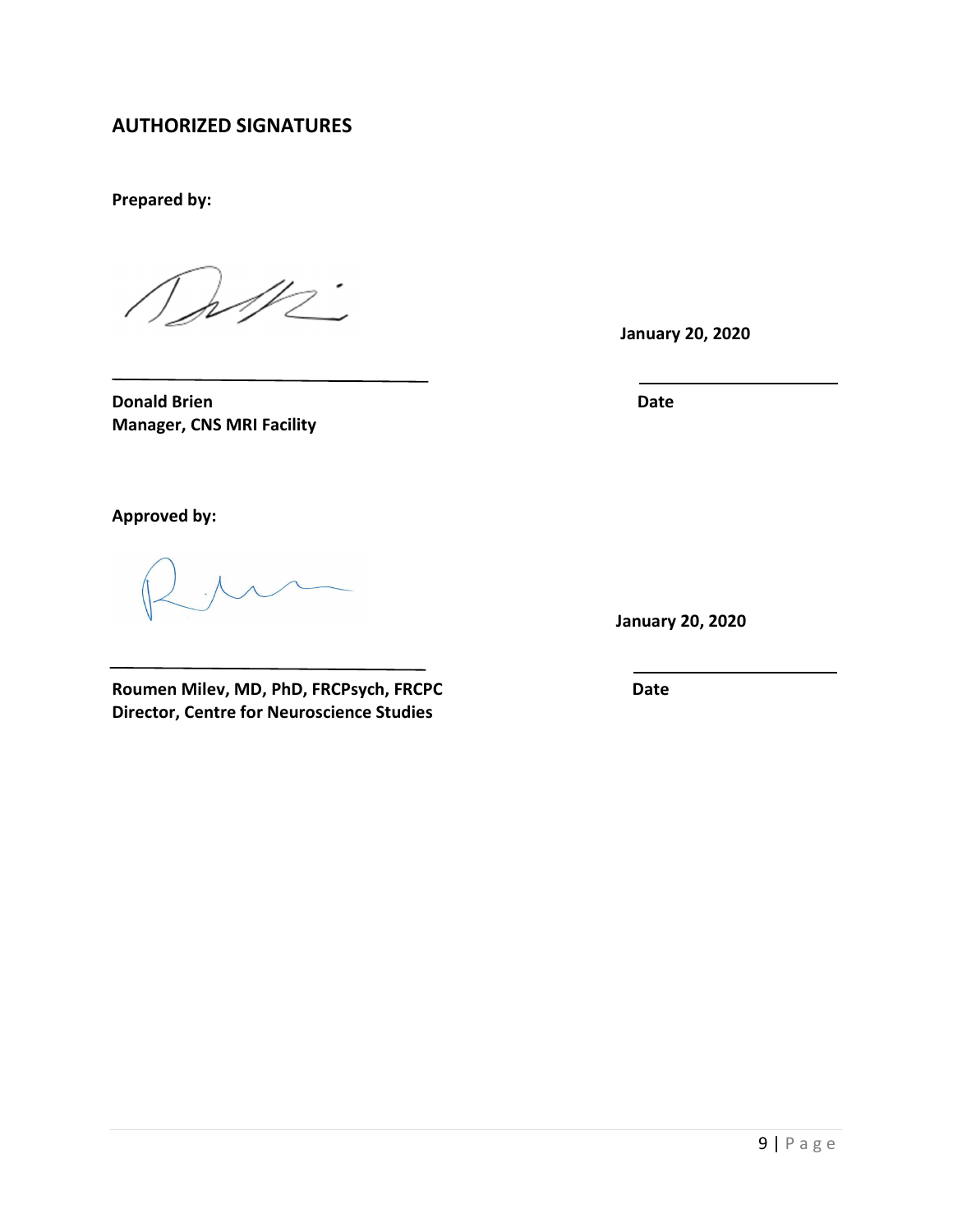## AUTHORIZED SIGNATURES

**Prepared by:**

**January 20, 2020**

**Donald Brien**
**Manager, CNS MRI Facility**

**Date**

**Approved by:**

**January 20, 2020**

**Roumen Milev, MD, PhD, FRCPsych, FRCPC**
**Director, Centre for Neuroscience Studies**

**Date**